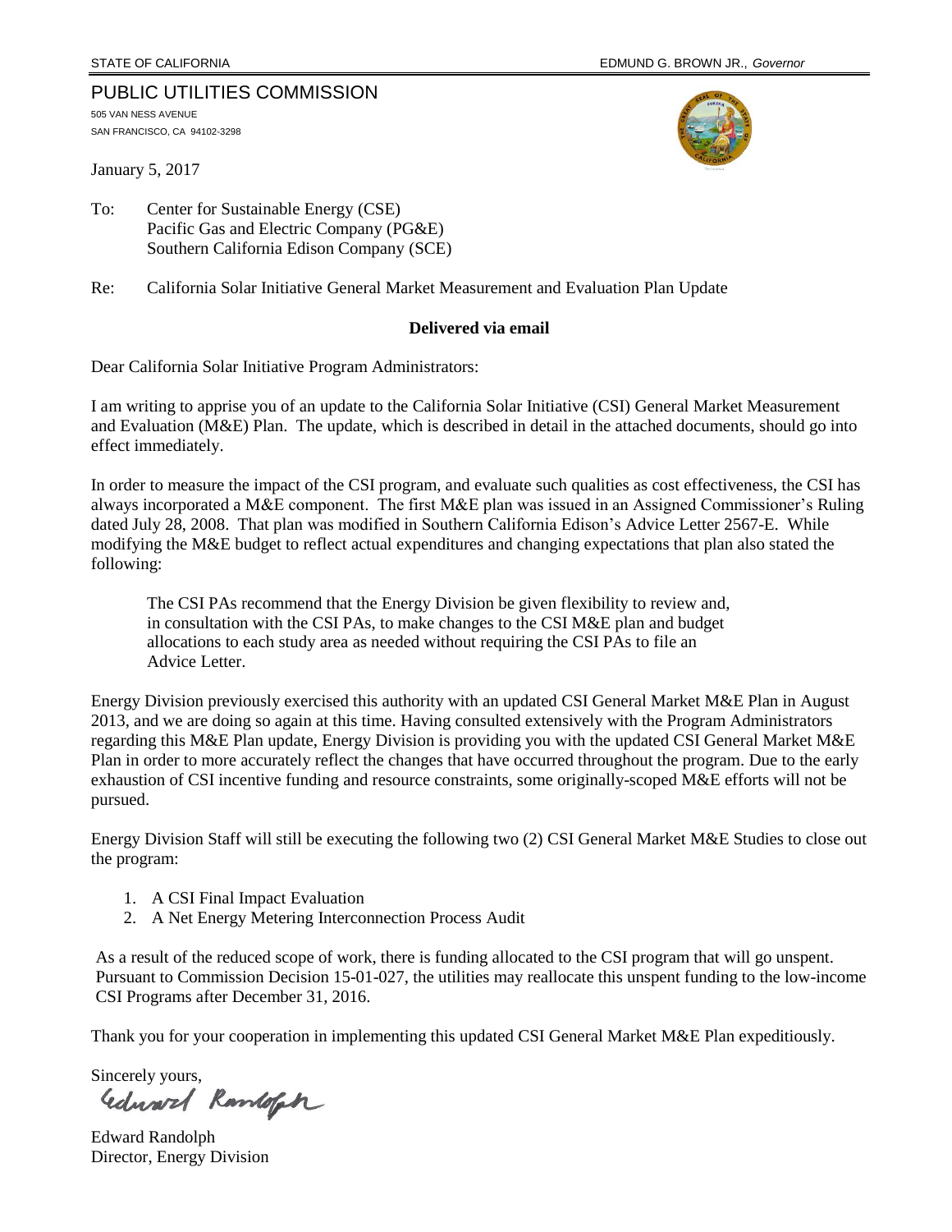STATE OF CALIFORNIA EDMUND G. BROWN JR., *Governor*

# PUBLIC UTILITIES COMMISSION

505 VAN NESS AVENUE
SAN FRANCISCO, CA 94102-3298

January 5, 2017

To: Center for Sustainable Energy (CSE)
Pacific Gas and Electric Company (PG&E)
Southern California Edison Company (SCE)

Re: California Solar Initiative General Market Measurement and Evaluation Plan Update

**Delivered via email**

Dear California Solar Initiative Program Administrators:

I am writing to apprise you of an update to the California Solar Initiative (CSI) General Market Measurement and Evaluation (M&E) Plan. The update, which is described in detail in the attached documents, should go into effect immediately.

In order to measure the impact of the CSI program, and evaluate such qualities as cost effectiveness, the CSI has always incorporated a M&E component. The first M&E plan was issued in an Assigned Commissioner's Ruling dated July 28, 2008. That plan was modified in Southern California Edison's Advice Letter 2567-E. While modifying the M&E budget to reflect actual expenditures and changing expectations that plan also stated the following:

> The CSI PAs recommend that the Energy Division be given flexibility to review and, in consultation with the CSI PAs, to make changes to the CSI M&E plan and budget allocations to each study area as needed without requiring the CSI PAs to file an Advice Letter.

Energy Division previously exercised this authority with an updated CSI General Market M&E Plan in August 2013, and we are doing so again at this time. Having consulted extensively with the Program Administrators regarding this M&E Plan update, Energy Division is providing you with the updated CSI General Market M&E Plan in order to more accurately reflect the changes that have occurred throughout the program. Due to the early exhaustion of CSI incentive funding and resource constraints, some originally-scoped M&E efforts will not be pursued.

Energy Division Staff will still be executing the following two (2) CSI General Market M&E Studies to close out the program:

1. A CSI Final Impact Evaluation
2. A Net Energy Metering Interconnection Process Audit

As a result of the reduced scope of work, there is funding allocated to the CSI program that will go unspent. Pursuant to Commission Decision 15-01-027, the utilities may reallocate this unspent funding to the low-income CSI Programs after December 31, 2016.

Thank you for your cooperation in implementing this updated CSI General Market M&E Plan expeditiously.

Sincerely yours,

Edward Randolph

Edward Randolph
Director, Energy Division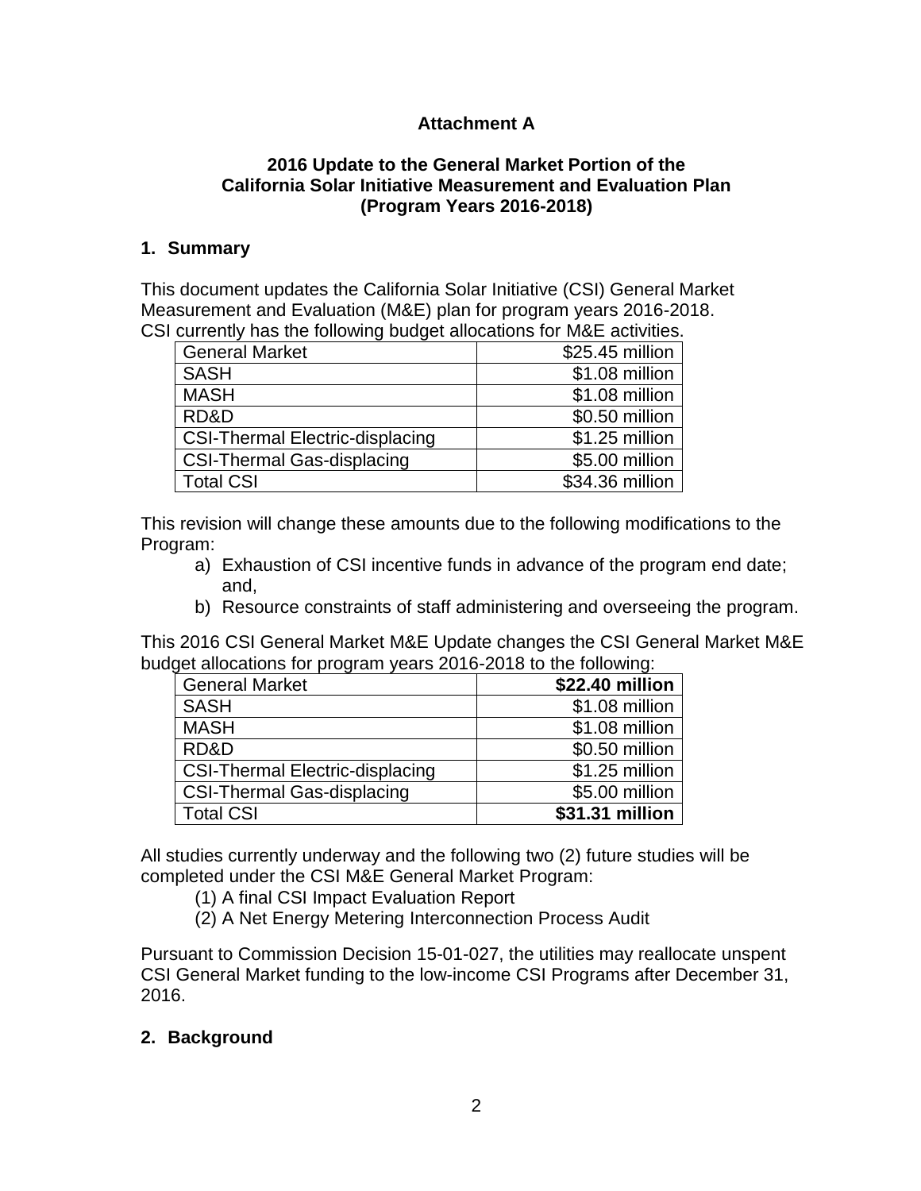**Attachment A**

**2016 Update to the General Market Portion of the California Solar Initiative Measurement and Evaluation Plan (Program Years 2016-2018)**

## 1. Summary

This document updates the California Solar Initiative (CSI) General Market Measurement and Evaluation (M&E) plan for program years 2016-2018. CSI currently has the following budget allocations for M&E activities.

| | |
|---|---:|
| General Market | $25.45 million |
| SASH | $1.08 million |
| MASH | $1.08 million |
| RD&D | $0.50 million |
| CSI-Thermal Electric-displacing | $1.25 million |
| CSI-Thermal Gas-displacing | $5.00 million |
| Total CSI | $34.36 million |

This revision will change these amounts due to the following modifications to the Program:

a) Exhaustion of CSI incentive funds in advance of the program end date; and,
b) Resource constraints of staff administering and overseeing the program.

This 2016 CSI General Market M&E Update changes the CSI General Market M&E budget allocations for program years 2016-2018 to the following:

| | |
|---|---:|
| General Market | **$22.40 million** |
| SASH | $1.08 million |
| MASH | $1.08 million |
| RD&D | $0.50 million |
| CSI-Thermal Electric-displacing | $1.25 million |
| CSI-Thermal Gas-displacing | $5.00 million |
| Total CSI | **$31.31 million** |

All studies currently underway and the following two (2) future studies will be completed under the CSI M&E General Market Program:

(1) A final CSI Impact Evaluation Report
(2) A Net Energy Metering Interconnection Process Audit

Pursuant to Commission Decision 15-01-027, the utilities may reallocate unspent CSI General Market funding to the low-income CSI Programs after December 31, 2016.

## 2. Background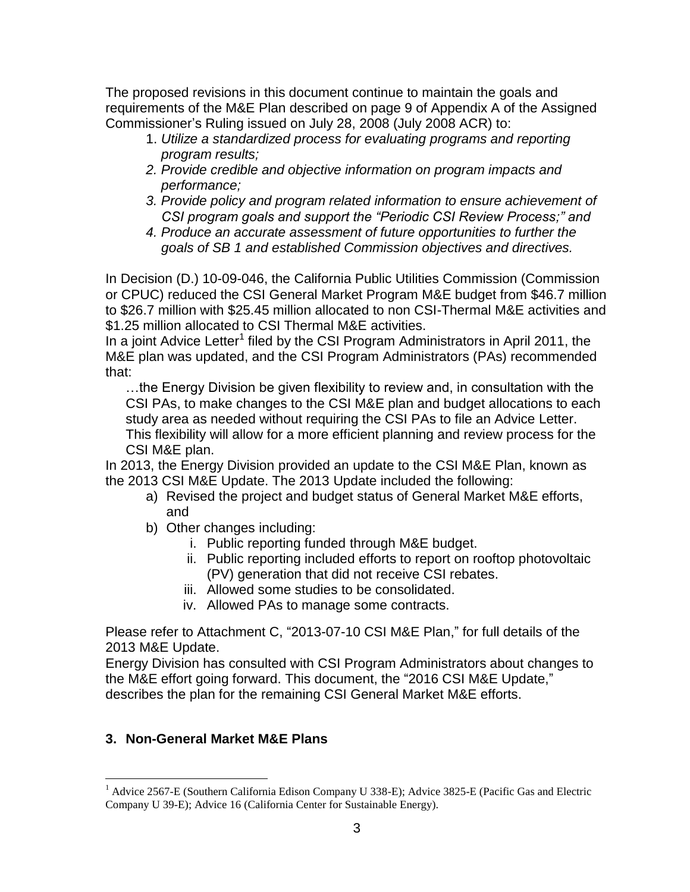The proposed revisions in this document continue to maintain the goals and requirements of the M&E Plan described on page 9 of Appendix A of the Assigned Commissioner's Ruling issued on July 28, 2008 (July 2008 ACR) to:

1. *Utilize a standardized process for evaluating programs and reporting program results;*
2. *Provide credible and objective information on program impacts and performance;*
3. *Provide policy and program related information to ensure achievement of CSI program goals and support the "Periodic CSI Review Process;" and*
4. *Produce an accurate assessment of future opportunities to further the goals of SB 1 and established Commission objectives and directives.*

In Decision (D.) 10-09-046, the California Public Utilities Commission (Commission or CPUC) reduced the CSI General Market Program M&E budget from $46.7 million to $26.7 million with $25.45 million allocated to non CSI-Thermal M&E activities and $1.25 million allocated to CSI Thermal M&E activities.

In a joint Advice Letter[1] filed by the CSI Program Administrators in April 2011, the M&E plan was updated, and the CSI Program Administrators (PAs) recommended that:

> …the Energy Division be given flexibility to review and, in consultation with the CSI PAs, to make changes to the CSI M&E plan and budget allocations to each study area as needed without requiring the CSI PAs to file an Advice Letter. This flexibility will allow for a more efficient planning and review process for the CSI M&E plan.

In 2013, the Energy Division provided an update to the CSI M&E Plan, known as the 2013 CSI M&E Update. The 2013 Update included the following:

a) Revised the project and budget status of General Market M&E efforts, and
b) Other changes including:
   i. Public reporting funded through M&E budget.
   ii. Public reporting included efforts to report on rooftop photovoltaic (PV) generation that did not receive CSI rebates.
   iii. Allowed some studies to be consolidated.
   iv. Allowed PAs to manage some contracts.

Please refer to Attachment C, "2013-07-10 CSI M&E Plan," for full details of the 2013 M&E Update.

Energy Division has consulted with CSI Program Administrators about changes to the M&E effort going forward. This document, the "2016 CSI M&E Update," describes the plan for the remaining CSI General Market M&E efforts.

## 3. Non-General Market M&E Plans

[1] Advice 2567-E (Southern California Edison Company U 338-E); Advice 3825-E (Pacific Gas and Electric Company U 39-E); Advice 16 (California Center for Sustainable Energy).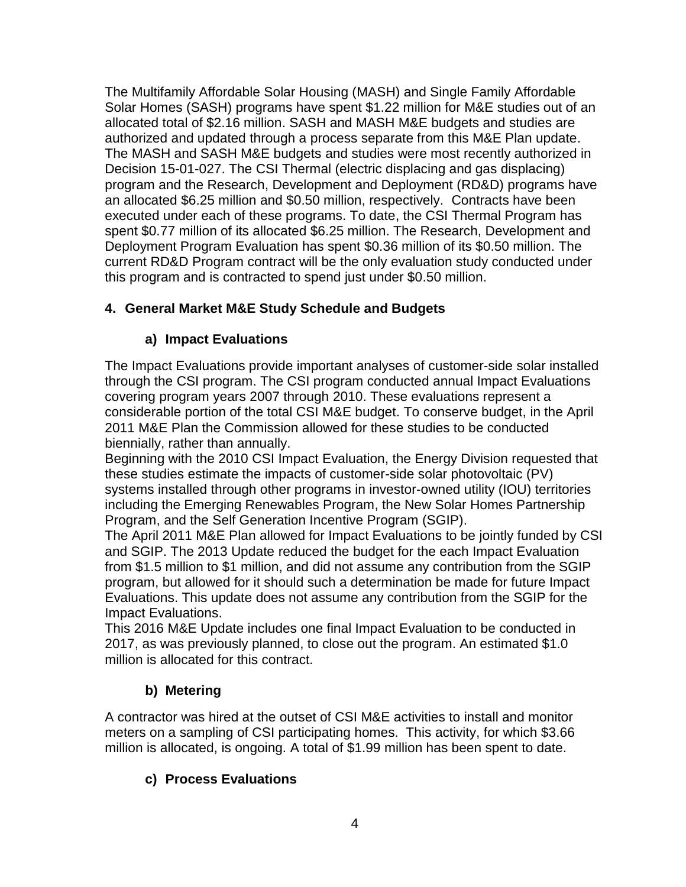The Multifamily Affordable Solar Housing (MASH) and Single Family Affordable Solar Homes (SASH) programs have spent $1.22 million for M&E studies out of an allocated total of $2.16 million. SASH and MASH M&E budgets and studies are authorized and updated through a process separate from this M&E Plan update. The MASH and SASH M&E budgets and studies were most recently authorized in Decision 15-01-027. The CSI Thermal (electric displacing and gas displacing) program and the Research, Development and Deployment (RD&D) programs have an allocated $6.25 million and $0.50 million, respectively. Contracts have been executed under each of these programs. To date, the CSI Thermal Program has spent $0.77 million of its allocated $6.25 million. The Research, Development and Deployment Program Evaluation has spent $0.36 million of its $0.50 million. The current RD&D Program contract will be the only evaluation study conducted under this program and is contracted to spend just under $0.50 million.

## 4. General Market M&E Study Schedule and Budgets

### a) Impact Evaluations

The Impact Evaluations provide important analyses of customer-side solar installed through the CSI program. The CSI program conducted annual Impact Evaluations covering program years 2007 through 2010. These evaluations represent a considerable portion of the total CSI M&E budget. To conserve budget, in the April 2011 M&E Plan the Commission allowed for these studies to be conducted biennially, rather than annually.

Beginning with the 2010 CSI Impact Evaluation, the Energy Division requested that these studies estimate the impacts of customer-side solar photovoltaic (PV) systems installed through other programs in investor-owned utility (IOU) territories including the Emerging Renewables Program, the New Solar Homes Partnership Program, and the Self Generation Incentive Program (SGIP).

The April 2011 M&E Plan allowed for Impact Evaluations to be jointly funded by CSI and SGIP. The 2013 Update reduced the budget for the each Impact Evaluation from $1.5 million to $1 million, and did not assume any contribution from the SGIP program, but allowed for it should such a determination be made for future Impact Evaluations. This update does not assume any contribution from the SGIP for the Impact Evaluations.

This 2016 M&E Update includes one final Impact Evaluation to be conducted in 2017, as was previously planned, to close out the program. An estimated $1.0 million is allocated for this contract.

### b) Metering

A contractor was hired at the outset of CSI M&E activities to install and monitor meters on a sampling of CSI participating homes. This activity, for which $3.66 million is allocated, is ongoing. A total of $1.99 million has been spent to date.

### c) Process Evaluations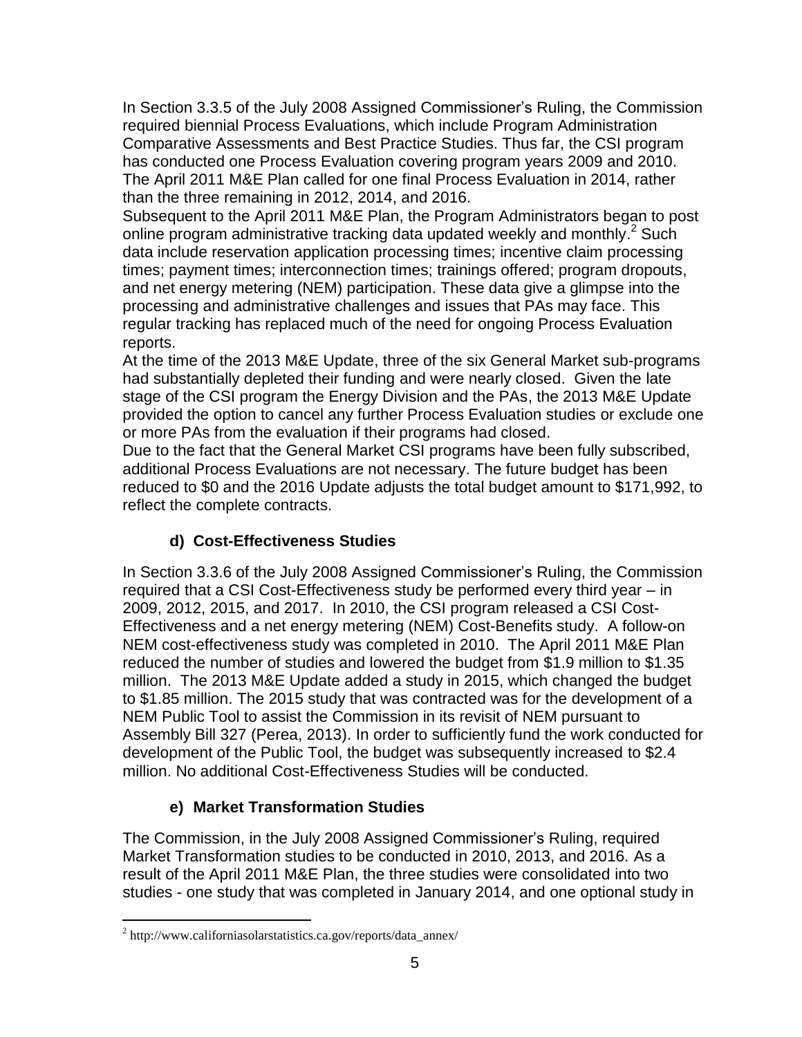In Section 3.3.5 of the July 2008 Assigned Commissioner's Ruling, the Commission required biennial Process Evaluations, which include Program Administration Comparative Assessments and Best Practice Studies. Thus far, the CSI program has conducted one Process Evaluation covering program years 2009 and 2010. The April 2011 M&E Plan called for one final Process Evaluation in 2014, rather than the three remaining in 2012, 2014, and 2016.

Subsequent to the April 2011 M&E Plan, the Program Administrators began to post online program administrative tracking data updated weekly and monthly.[2] Such data include reservation application processing times; incentive claim processing times; payment times; interconnection times; trainings offered; program dropouts, and net energy metering (NEM) participation. These data give a glimpse into the processing and administrative challenges and issues that PAs may face. This regular tracking has replaced much of the need for ongoing Process Evaluation reports.

At the time of the 2013 M&E Update, three of the six General Market sub-programs had substantially depleted their funding and were nearly closed. Given the late stage of the CSI program the Energy Division and the PAs, the 2013 M&E Update provided the option to cancel any further Process Evaluation studies or exclude one or more PAs from the evaluation if their programs had closed.

Due to the fact that the General Market CSI programs have been fully subscribed, additional Process Evaluations are not necessary. The future budget has been reduced to $0 and the 2016 Update adjusts the total budget amount to $171,992, to reflect the complete contracts.

#### d) Cost-Effectiveness Studies

In Section 3.3.6 of the July 2008 Assigned Commissioner's Ruling, the Commission required that a CSI Cost-Effectiveness study be performed every third year – in 2009, 2012, 2015, and 2017. In 2010, the CSI program released a CSI Cost-Effectiveness and a net energy metering (NEM) Cost-Benefits study. A follow-on NEM cost-effectiveness study was completed in 2010. The April 2011 M&E Plan reduced the number of studies and lowered the budget from $1.9 million to $1.35 million. The 2013 M&E Update added a study in 2015, which changed the budget to $1.85 million. The 2015 study that was contracted was for the development of a NEM Public Tool to assist the Commission in its revisit of NEM pursuant to Assembly Bill 327 (Perea, 2013). In order to sufficiently fund the work conducted for development of the Public Tool, the budget was subsequently increased to $2.4 million. No additional Cost-Effectiveness Studies will be conducted.

#### e) Market Transformation Studies

The Commission, in the July 2008 Assigned Commissioner's Ruling, required Market Transformation studies to be conducted in 2010, 2013, and 2016. As a result of the April 2011 M&E Plan, the three studies were consolidated into two studies - one study that was completed in January 2014, and one optional study in

[2] http://www.californiasolarstatistics.ca.gov/reports/data_annex/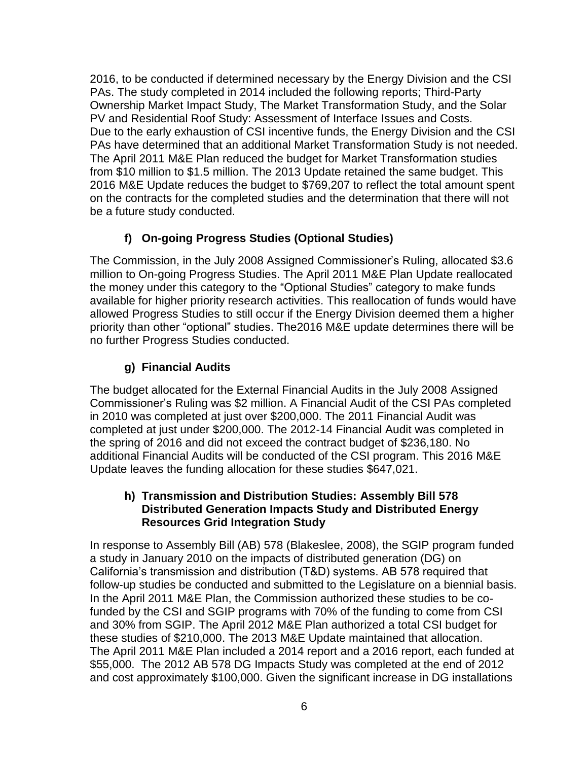2016, to be conducted if determined necessary by the Energy Division and the CSI PAs. The study completed in 2014 included the following reports; Third-Party Ownership Market Impact Study, The Market Transformation Study, and the Solar PV and Residential Roof Study: Assessment of Interface Issues and Costs. Due to the early exhaustion of CSI incentive funds, the Energy Division and the CSI PAs have determined that an additional Market Transformation Study is not needed. The April 2011 M&E Plan reduced the budget for Market Transformation studies from $10 million to $1.5 million. The 2013 Update retained the same budget. This 2016 M&E Update reduces the budget to $769,207 to reflect the total amount spent on the contracts for the completed studies and the determination that there will not be a future study conducted.

### f) On-going Progress Studies (Optional Studies)

The Commission, in the July 2008 Assigned Commissioner's Ruling, allocated $3.6 million to On-going Progress Studies. The April 2011 M&E Plan Update reallocated the money under this category to the "Optional Studies" category to make funds available for higher priority research activities. This reallocation of funds would have allowed Progress Studies to still occur if the Energy Division deemed them a higher priority than other "optional" studies. The2016 M&E update determines there will be no further Progress Studies conducted.

### g) Financial Audits

The budget allocated for the External Financial Audits in the July 2008 Assigned Commissioner's Ruling was $2 million. A Financial Audit of the CSI PAs completed in 2010 was completed at just over $200,000. The 2011 Financial Audit was completed at just under $200,000. The 2012-14 Financial Audit was completed in the spring of 2016 and did not exceed the contract budget of $236,180. No additional Financial Audits will be conducted of the CSI program. This 2016 M&E Update leaves the funding allocation for these studies $647,021.

### h) Transmission and Distribution Studies: Assembly Bill 578 Distributed Generation Impacts Study and Distributed Energy Resources Grid Integration Study

In response to Assembly Bill (AB) 578 (Blakeslee, 2008), the SGIP program funded a study in January 2010 on the impacts of distributed generation (DG) on California's transmission and distribution (T&D) systems. AB 578 required that follow-up studies be conducted and submitted to the Legislature on a biennial basis. In the April 2011 M&E Plan, the Commission authorized these studies to be co-funded by the CSI and SGIP programs with 70% of the funding to come from CSI and 30% from SGIP. The April 2012 M&E Plan authorized a total CSI budget for these studies of $210,000. The 2013 M&E Update maintained that allocation. The April 2011 M&E Plan included a 2014 report and a 2016 report, each funded at $55,000. The 2012 AB 578 DG Impacts Study was completed at the end of 2012 and cost approximately $100,000. Given the significant increase in DG installations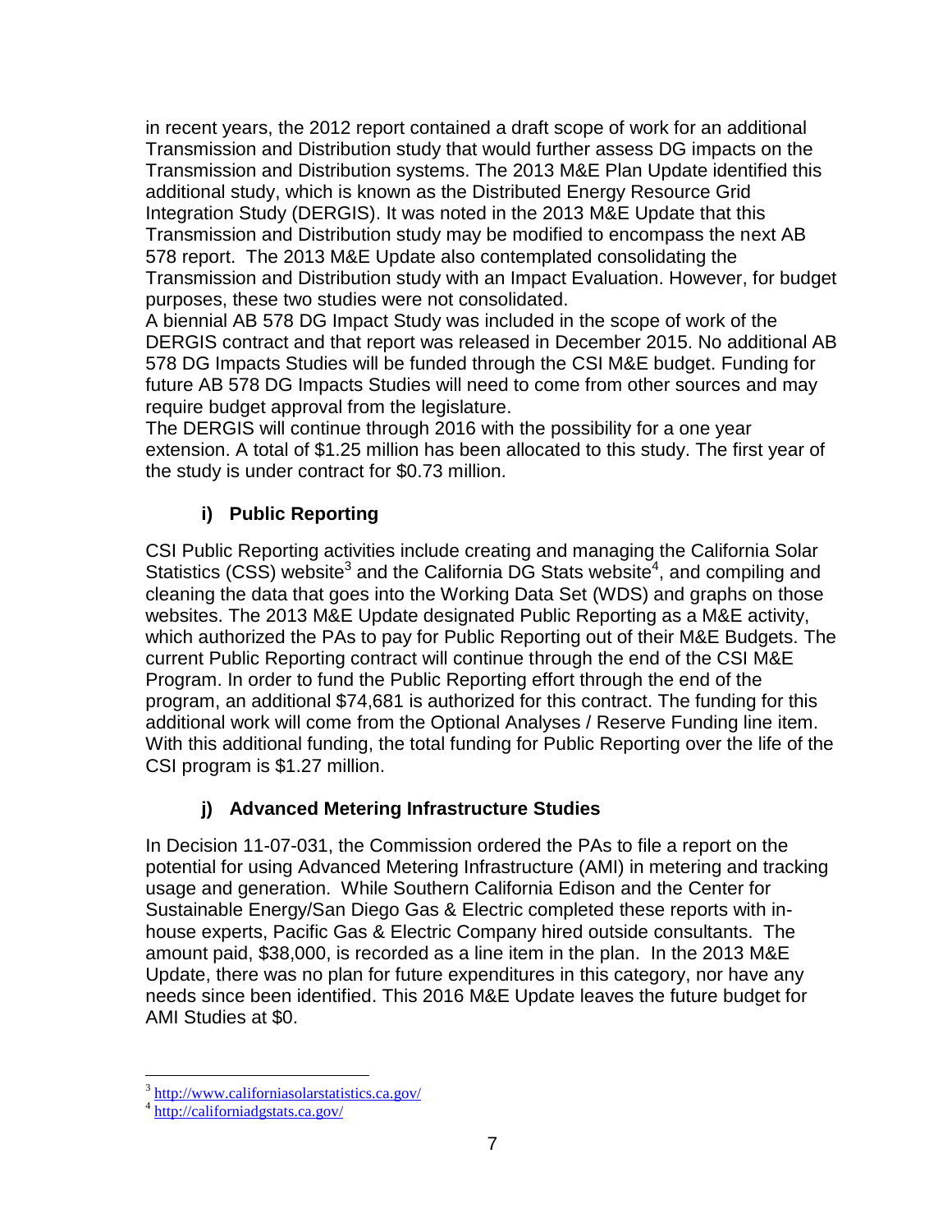in recent years, the 2012 report contained a draft scope of work for an additional Transmission and Distribution study that would further assess DG impacts on the Transmission and Distribution systems. The 2013 M&E Plan Update identified this additional study, which is known as the Distributed Energy Resource Grid Integration Study (DERGIS). It was noted in the 2013 M&E Update that this Transmission and Distribution study may be modified to encompass the next AB 578 report. The 2013 M&E Update also contemplated consolidating the Transmission and Distribution study with an Impact Evaluation. However, for budget purposes, these two studies were not consolidated.

A biennial AB 578 DG Impact Study was included in the scope of work of the DERGIS contract and that report was released in December 2015. No additional AB 578 DG Impacts Studies will be funded through the CSI M&E budget. Funding for future AB 578 DG Impacts Studies will need to come from other sources and may require budget approval from the legislature.

The DERGIS will continue through 2016 with the possibility for a one year extension. A total of $1.25 million has been allocated to this study. The first year of the study is under contract for $0.73 million.

### i) Public Reporting

CSI Public Reporting activities include creating and managing the California Solar Statistics (CSS) website[3] and the California DG Stats website[4], and compiling and cleaning the data that goes into the Working Data Set (WDS) and graphs on those websites. The 2013 M&E Update designated Public Reporting as a M&E activity, which authorized the PAs to pay for Public Reporting out of their M&E Budgets. The current Public Reporting contract will continue through the end of the CSI M&E Program. In order to fund the Public Reporting effort through the end of the program, an additional $74,681 is authorized for this contract. The funding for this additional work will come from the Optional Analyses / Reserve Funding line item. With this additional funding, the total funding for Public Reporting over the life of the CSI program is $1.27 million.

### j) Advanced Metering Infrastructure Studies

In Decision 11-07-031, the Commission ordered the PAs to file a report on the potential for using Advanced Metering Infrastructure (AMI) in metering and tracking usage and generation. While Southern California Edison and the Center for Sustainable Energy/San Diego Gas & Electric completed these reports with in-house experts, Pacific Gas & Electric Company hired outside consultants. The amount paid, $38,000, is recorded as a line item in the plan. In the 2013 M&E Update, there was no plan for future expenditures in this category, nor have any needs since been identified. This 2016 M&E Update leaves the future budget for AMI Studies at $0.

[3] http://www.californiasolarstatistics.ca.gov/

[4] http://californiadgstats.ca.gov/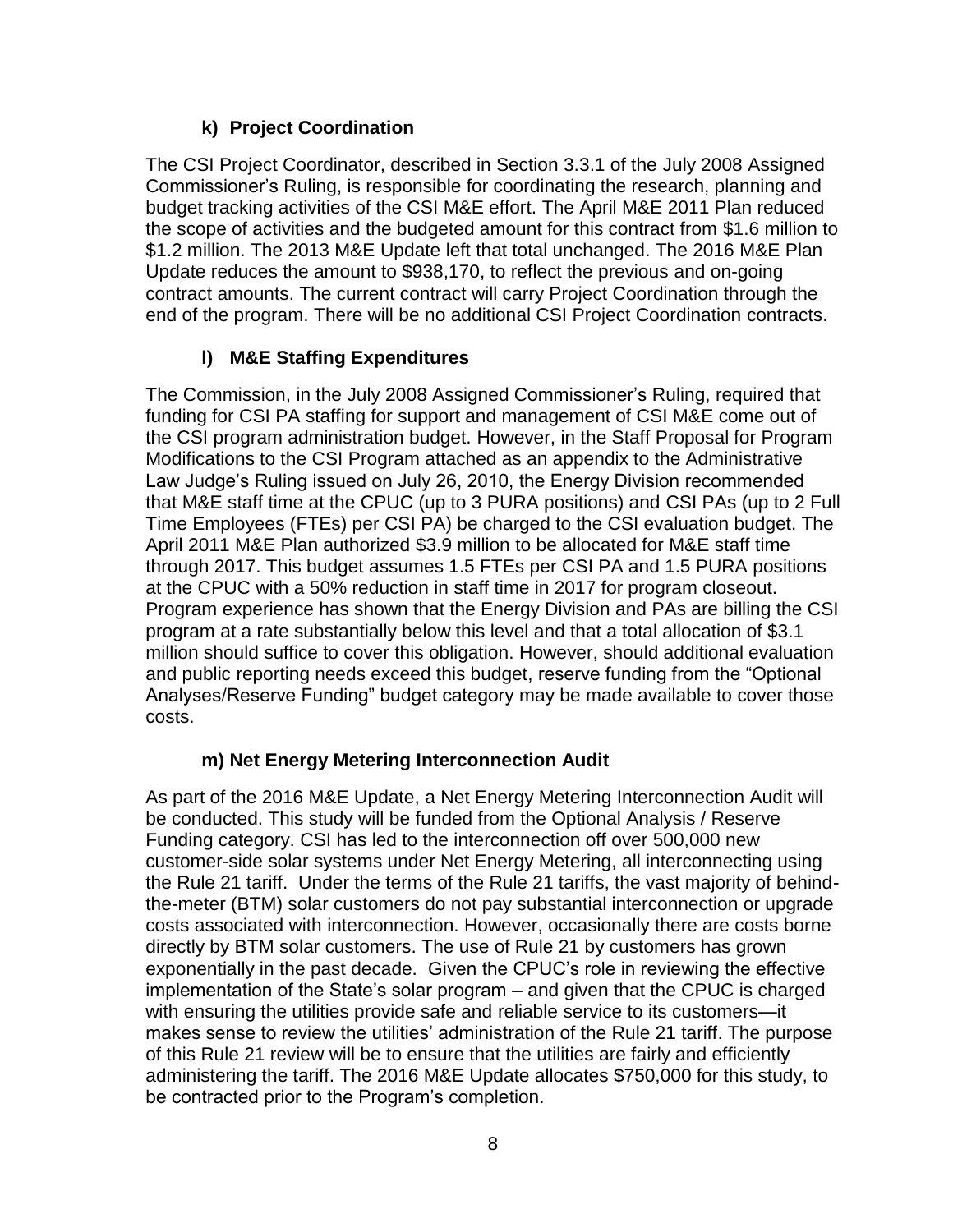### k) Project Coordination

The CSI Project Coordinator, described in Section 3.3.1 of the July 2008 Assigned Commissioner's Ruling, is responsible for coordinating the research, planning and budget tracking activities of the CSI M&E effort. The April M&E 2011 Plan reduced the scope of activities and the budgeted amount for this contract from $1.6 million to $1.2 million. The 2013 M&E Update left that total unchanged. The 2016 M&E Plan Update reduces the amount to $938,170, to reflect the previous and on-going contract amounts. The current contract will carry Project Coordination through the end of the program. There will be no additional CSI Project Coordination contracts.

### l) M&E Staffing Expenditures

The Commission, in the July 2008 Assigned Commissioner's Ruling, required that funding for CSI PA staffing for support and management of CSI M&E come out of the CSI program administration budget. However, in the Staff Proposal for Program Modifications to the CSI Program attached as an appendix to the Administrative Law Judge's Ruling issued on July 26, 2010, the Energy Division recommended that M&E staff time at the CPUC (up to 3 PURA positions) and CSI PAs (up to 2 Full Time Employees (FTEs) per CSI PA) be charged to the CSI evaluation budget. The April 2011 M&E Plan authorized $3.9 million to be allocated for M&E staff time through 2017. This budget assumes 1.5 FTEs per CSI PA and 1.5 PURA positions at the CPUC with a 50% reduction in staff time in 2017 for program closeout. Program experience has shown that the Energy Division and PAs are billing the CSI program at a rate substantially below this level and that a total allocation of $3.1 million should suffice to cover this obligation. However, should additional evaluation and public reporting needs exceed this budget, reserve funding from the "Optional Analyses/Reserve Funding" budget category may be made available to cover those costs.

### m) Net Energy Metering Interconnection Audit

As part of the 2016 M&E Update, a Net Energy Metering Interconnection Audit will be conducted. This study will be funded from the Optional Analysis / Reserve Funding category. CSI has led to the interconnection off over 500,000 new customer-side solar systems under Net Energy Metering, all interconnecting using the Rule 21 tariff. Under the terms of the Rule 21 tariffs, the vast majority of behind-the-meter (BTM) solar customers do not pay substantial interconnection or upgrade costs associated with interconnection. However, occasionally there are costs borne directly by BTM solar customers. The use of Rule 21 by customers has grown exponentially in the past decade. Given the CPUC's role in reviewing the effective implementation of the State's solar program – and given that the CPUC is charged with ensuring the utilities provide safe and reliable service to its customers—it makes sense to review the utilities' administration of the Rule 21 tariff. The purpose of this Rule 21 review will be to ensure that the utilities are fairly and efficiently administering the tariff. The 2016 M&E Update allocates $750,000 for this study, to be contracted prior to the Program's completion.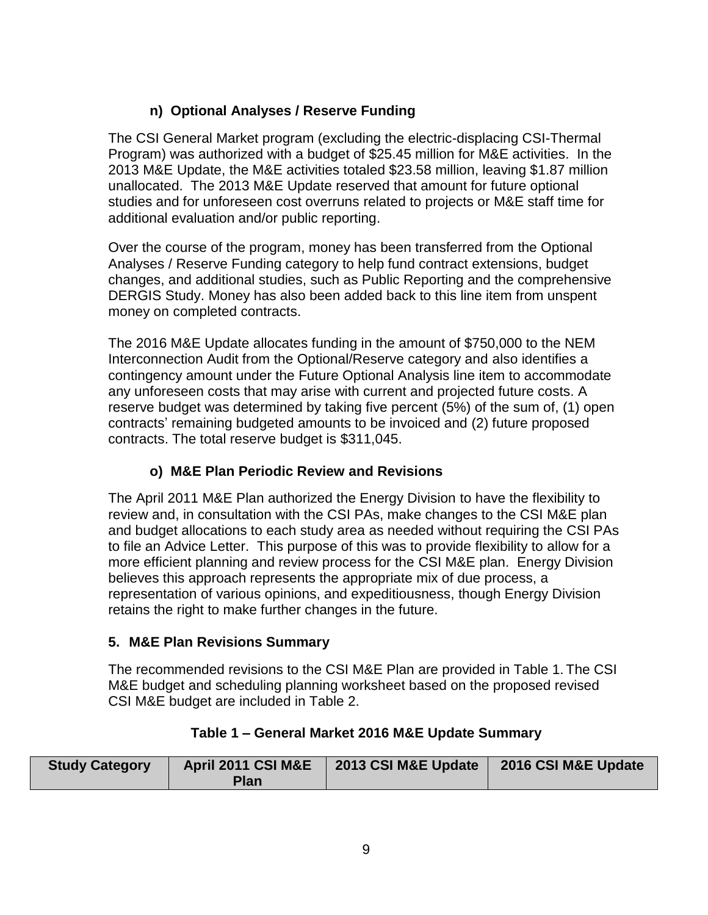### n) Optional Analyses / Reserve Funding

The CSI General Market program (excluding the electric-displacing CSI-Thermal Program) was authorized with a budget of $25.45 million for M&E activities. In the 2013 M&E Update, the M&E activities totaled $23.58 million, leaving $1.87 million unallocated. The 2013 M&E Update reserved that amount for future optional studies and for unforeseen cost overruns related to projects or M&E staff time for additional evaluation and/or public reporting.

Over the course of the program, money has been transferred from the Optional Analyses / Reserve Funding category to help fund contract extensions, budget changes, and additional studies, such as Public Reporting and the comprehensive DERGIS Study. Money has also been added back to this line item from unspent money on completed contracts.

The 2016 M&E Update allocates funding in the amount of $750,000 to the NEM Interconnection Audit from the Optional/Reserve category and also identifies a contingency amount under the Future Optional Analysis line item to accommodate any unforeseen costs that may arise with current and projected future costs. A reserve budget was determined by taking five percent (5%) of the sum of, (1) open contracts' remaining budgeted amounts to be invoiced and (2) future proposed contracts. The total reserve budget is $311,045.

### o) M&E Plan Periodic Review and Revisions

The April 2011 M&E Plan authorized the Energy Division to have the flexibility to review and, in consultation with the CSI PAs, make changes to the CSI M&E plan and budget allocations to each study area as needed without requiring the CSI PAs to file an Advice Letter. This purpose of this was to provide flexibility to allow for a more efficient planning and review process for the CSI M&E plan. Energy Division believes this approach represents the appropriate mix of due process, a representation of various opinions, and expeditiousness, though Energy Division retains the right to make further changes in the future.

## 5. M&E Plan Revisions Summary

The recommended revisions to the CSI M&E Plan are provided in Table 1. The CSI M&E budget and scheduling planning worksheet based on the proposed revised CSI M&E budget are included in Table 2.

**Table 1 – General Market 2016 M&E Update Summary**

| Study Category | April 2011 CSI M&E Plan | 2013 CSI M&E Update | 2016 CSI M&E Update |
| --- | --- | --- | --- |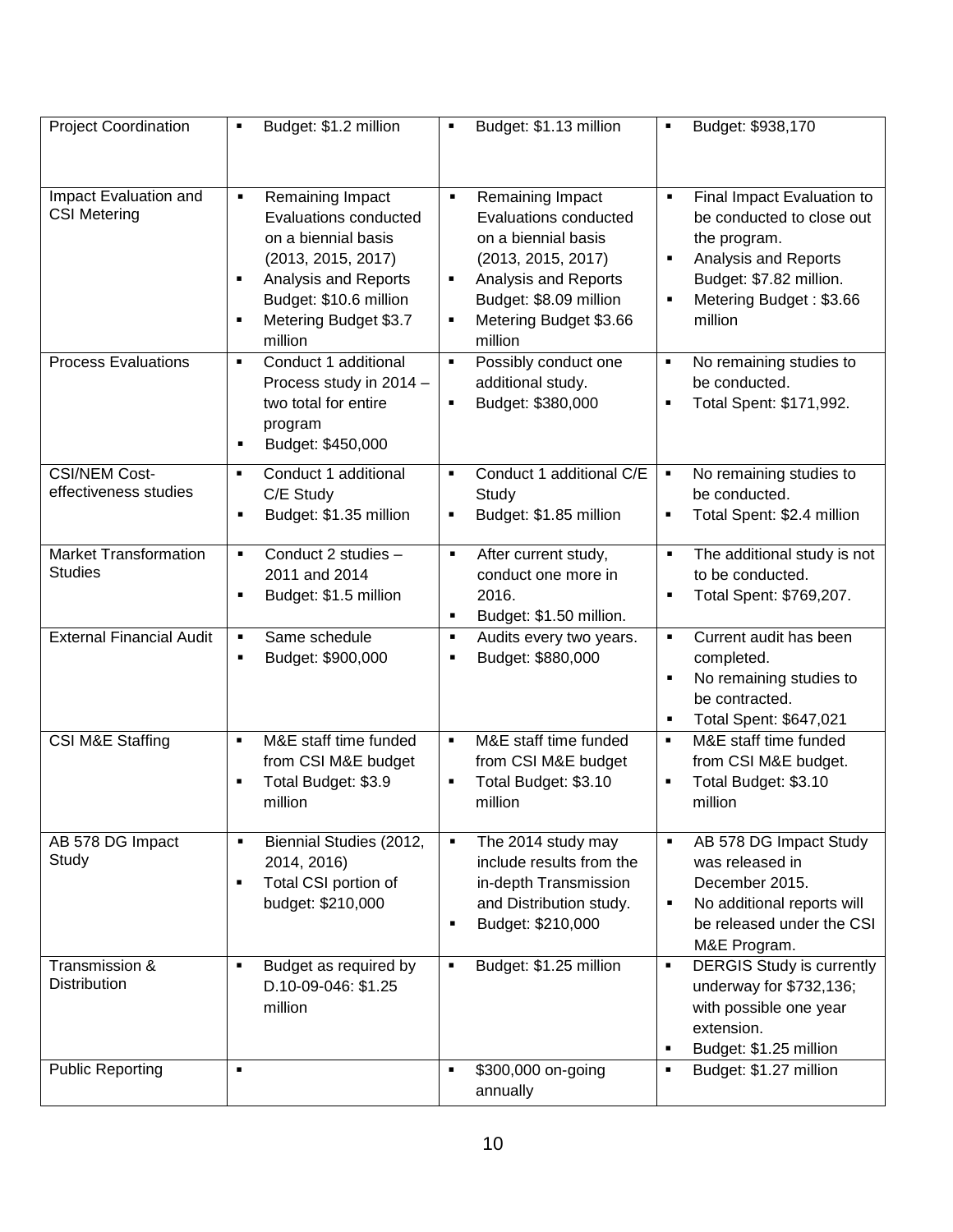| Project Coordination | ▪ Budget: $1.2 million | ▪ Budget: $1.13 million | ▪ Budget: $938,170 |
|---|---|---|---|
| Impact Evaluation and CSI Metering | ▪ Remaining Impact Evaluations conducted on a biennial basis (2013, 2015, 2017)<br>▪ Analysis and Reports Budget: $10.6 million<br>▪ Metering Budget $3.7 million | ▪ Remaining Impact Evaluations conducted on a biennial basis (2013, 2015, 2017)<br>▪ Analysis and Reports Budget: $8.09 million<br>▪ Metering Budget $3.66 million | ▪ Final Impact Evaluation to be conducted to close out the program.<br>▪ Analysis and Reports Budget: $7.82 million.<br>▪ Metering Budget : $3.66 million |
| Process Evaluations | ▪ Conduct 1 additional Process study in 2014 – two total for entire program<br>▪ Budget: $450,000 | ▪ Possibly conduct one additional study.<br>▪ Budget: $380,000 | ▪ No remaining studies to be conducted.<br>▪ Total Spent: $171,992. |
| CSI/NEM Cost-effectiveness studies | ▪ Conduct 1 additional C/E Study<br>▪ Budget: $1.35 million | ▪ Conduct 1 additional C/E Study<br>▪ Budget: $1.85 million | ▪ No remaining studies to be conducted.<br>▪ Total Spent: $2.4 million |
| Market Transformation Studies | ▪ Conduct 2 studies – 2011 and 2014<br>▪ Budget: $1.5 million | ▪ After current study, conduct one more in 2016.<br>▪ Budget: $1.50 million. | ▪ The additional study is not to be conducted.<br>▪ Total Spent: $769,207. |
| External Financial Audit | ▪ Same schedule<br>▪ Budget: $900,000 | ▪ Audits every two years.<br>▪ Budget: $880,000 | ▪ Current audit has been completed.<br>▪ No remaining studies to be contracted.<br>▪ Total Spent: $647,021 |
| CSI M&E Staffing | ▪ M&E staff time funded from CSI M&E budget<br>▪ Total Budget: $3.9 million | ▪ M&E staff time funded from CSI M&E budget<br>▪ Total Budget: $3.10 million | ▪ M&E staff time funded from CSI M&E budget.<br>▪ Total Budget: $3.10 million |
| AB 578 DG Impact Study | ▪ Biennial Studies (2012, 2014, 2016)<br>▪ Total CSI portion of budget: $210,000 | ▪ The 2014 study may include results from the in-depth Transmission and Distribution study.<br>▪ Budget: $210,000 | ▪ AB 578 DG Impact Study was released in December 2015.<br>▪ No additional reports will be released under the CSI M&E Program. |
| Transmission & Distribution | ▪ Budget as required by D.10-09-046: $1.25 million | ▪ Budget: $1.25 million | ▪ DERGIS Study is currently underway for $732,136; with possible one year extension.<br>▪ Budget: $1.25 million |
| Public Reporting | ▪ | ▪ $300,000 on-going annually | ▪ Budget: $1.27 million |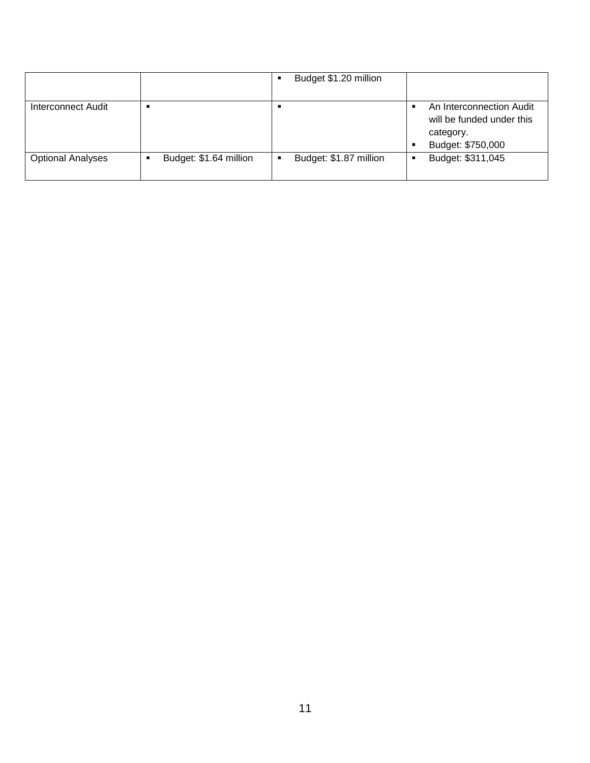| | | | |
|---|---|---|---|
| | | ▪ Budget $1.20 million | |
| Interconnect Audit | ▪ | ▪ | ▪ An Interconnection Audit will be funded under this category.<br>▪ Budget: $750,000 |
| Optional Analyses | ▪ Budget: $1.64 million | ▪ Budget: $1.87 million | ▪ Budget: $311,045 |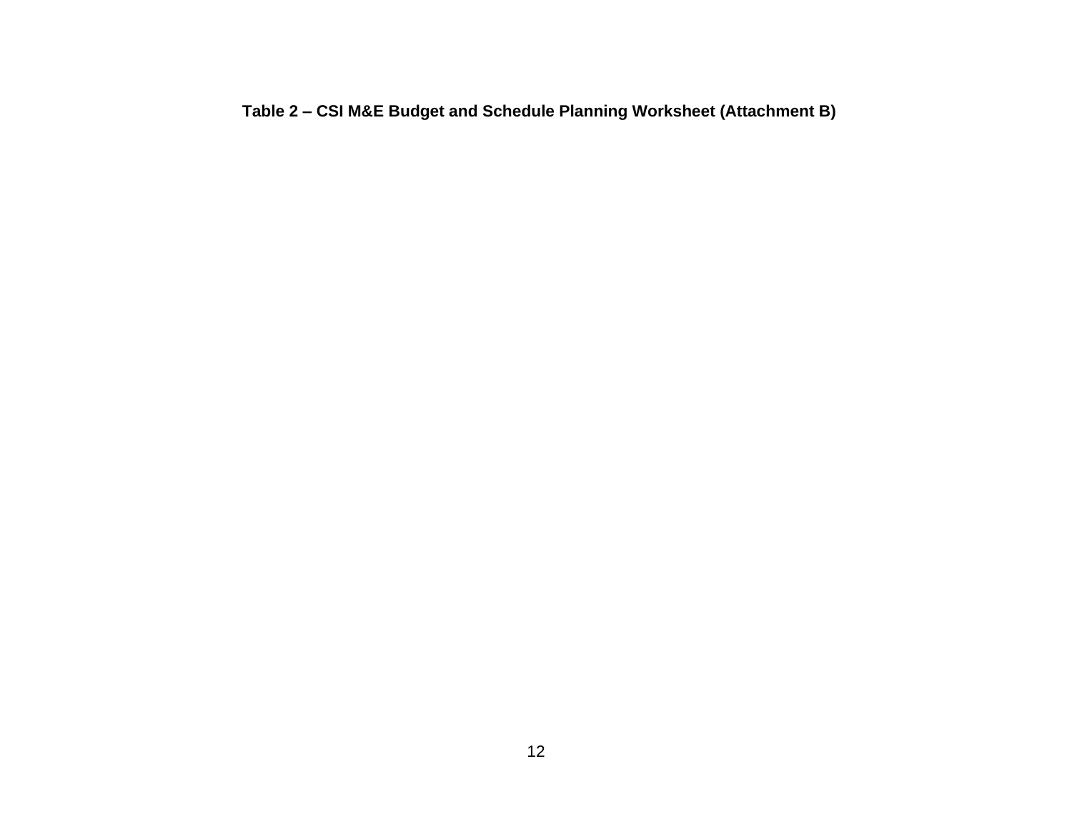**Table 2 – CSI M&E Budget and Schedule Planning Worksheet (Attachment B)**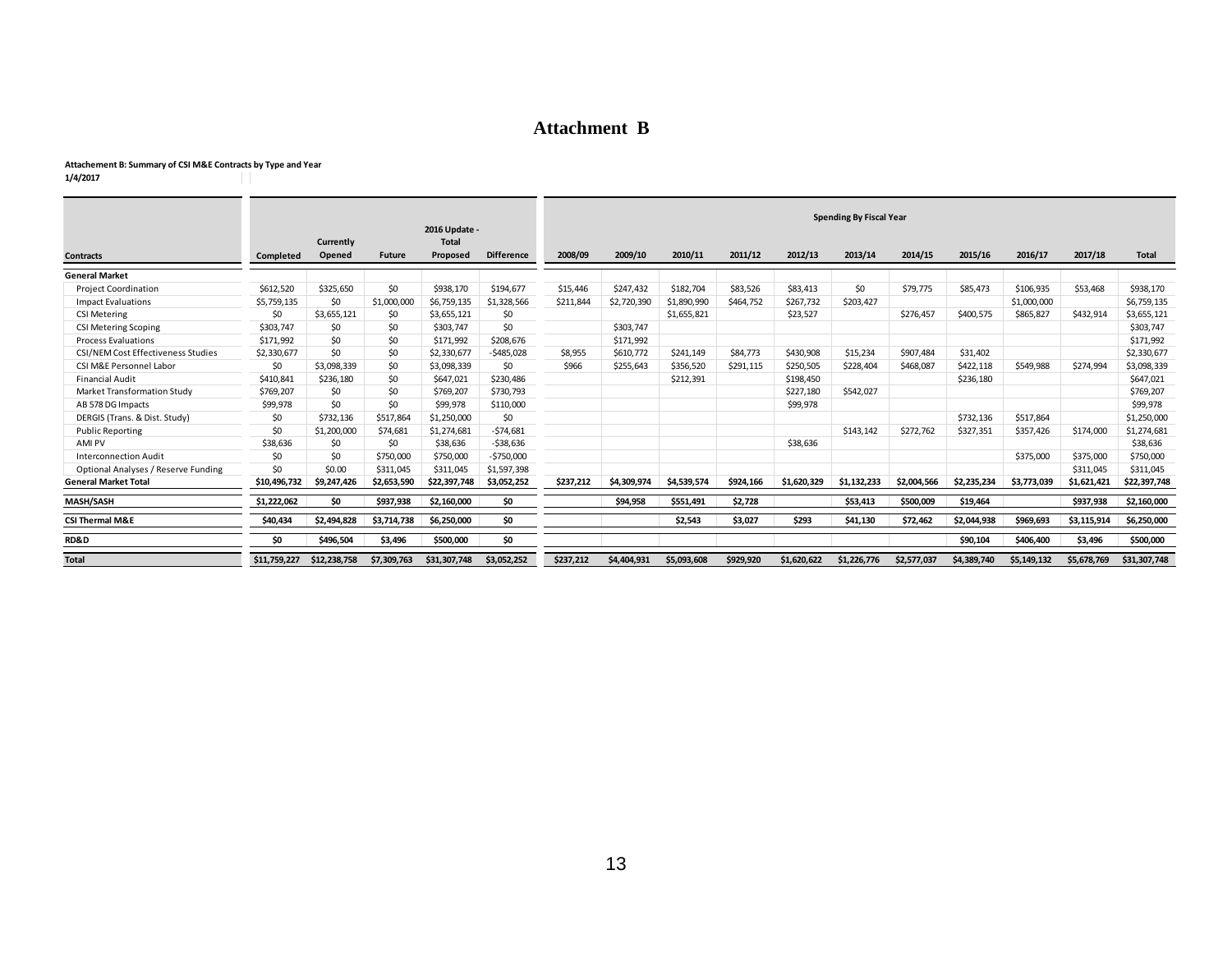# Attachment B

**Attachement B: Summary of CSI M&E Contracts by Type and Year**
**1/4/2017**

| Contracts | Completed | Currently Opened | Future | 2016 Update - Total Proposed | Difference | Spending By Fiscal Year | | | | | | | | | | |
|---|---|---|---|---|---|---|---|---|---|---|---|---|---|---|---|---|
| | | | | | | 2008/09 | 2009/10 | 2010/11 | 2011/12 | 2012/13 | 2013/14 | 2014/15 | 2015/16 | 2016/17 | 2017/18 | Total |
| **General Market** | | | | | | | | | | | | | | | | |
| Project Coordination | $612,520 | $325,650 | $0 | $938,170 | $194,677 | $15,446 | $247,432 | $182,704 | $83,526 | $83,413 | $0 | $79,775 | $85,473 | $106,935 | $53,468 | $938,170 |
| Impact Evaluations | $5,759,135 | $0 | $1,000,000 | $6,759,135 | $1,328,566 | $211,844 | $2,720,390 | $1,890,990 | $464,752 | $267,732 | $203,427 | | | $1,000,000 | | $6,759,135 |
| CSI Metering | $0 | $3,655,121 | $0 | $3,655,121 | $0 | | | $1,655,821 | | $23,527 | | $276,457 | $400,575 | $865,827 | $432,914 | $3,655,121 |
| CSI Metering Scoping | $303,747 | $0 | $0 | $303,747 | $0 | | $303,747 | | | | | | | | | $303,747 |
| Process Evaluations | $171,992 | $0 | $0 | $171,992 | $208,676 | | $171,992 | | | | | | | | | $171,992 |
| CSI/NEM Cost Effectiveness Studies | $2,330,677 | $0 | $0 | $2,330,677 | -$485,028 | $8,955 | $610,772 | $241,149 | $84,773 | $430,908 | $15,234 | $907,484 | $31,402 | | | $2,330,677 |
| CSI M&E Personnel Labor | $0 | $3,098,339 | $0 | $3,098,339 | $0 | $966 | $255,643 | $356,520 | $291,115 | $250,505 | $228,404 | $468,087 | $422,118 | $549,988 | $274,994 | $3,098,339 |
| Financial Audit | $410,841 | $236,180 | $0 | $647,021 | $230,486 | | | $212,391 | | $198,450 | | | $236,180 | | | $647,021 |
| Market Transformation Study | $769,207 | $0 | $0 | $769,207 | $730,793 | | | | | $227,180 | $542,027 | | | | | $769,207 |
| AB 578 DG Impacts | $99,978 | $0 | $0 | $99,978 | $110,000 | | | | | $99,978 | | | | | | $99,978 |
| DERGIS (Trans. & Dist. Study) | $0 | $732,136 | $517,864 | $1,250,000 | $0 | | | | | | | | $732,136 | $517,864 | | $1,250,000 |
| Public Reporting | $0 | $1,200,000 | $74,681 | $1,274,681 | -$74,681 | | | | | | $143,142 | $272,762 | $327,351 | $357,426 | $174,000 | $1,274,681 |
| AMI PV | $38,636 | $0 | $0 | $38,636 | -$38,636 | | | | | $38,636 | | | | | | $38,636 |
| Interconnection Audit | $0 | $0 | $750,000 | $750,000 | -$750,000 | | | | | | | | | $375,000 | $375,000 | $750,000 |
| Optional Analyses / Reserve Funding | $0 | $0.00 | $311,045 | $311,045 | $1,597,398 | | | | | | | | | | $311,045 | $311,045 |
| **General Market Total** | **$10,496,732** | **$9,247,426** | **$2,653,590** | **$22,397,748** | **$3,052,252** | **$237,212** | **$4,309,974** | **$4,539,574** | **$924,166** | **$1,620,329** | **$1,132,233** | **$2,004,566** | **$2,235,234** | **$3,773,039** | **$1,621,421** | **$22,397,748** |
| **MASH/SASH** | **$1,222,062** | **$0** | **$937,938** | **$2,160,000** | **$0** | | **$94,958** | **$551,491** | **$2,728** | | **$53,413** | **$500,009** | **$19,464** | | **$937,938** | **$2,160,000** |
| **CSI Thermal M&E** | **$40,434** | **$2,494,828** | **$3,714,738** | **$6,250,000** | **$0** | | | **$2,543** | **$3,027** | **$293** | **$41,130** | **$72,462** | **$2,044,938** | **$969,693** | **$3,115,914** | **$6,250,000** |
| **RD&D** | **$0** | **$496,504** | **$3,496** | **$500,000** | **$0** | | | | | | | | **$90,104** | **$406,400** | **$3,496** | **$500,000** |
| **Total** | **$11,759,227** | **$12,238,758** | **$7,309,763** | **$31,307,748** | **$3,052,252** | **$237,212** | **$4,404,931** | **$5,093,608** | **$929,920** | **$1,620,622** | **$1,226,776** | **$2,577,037** | **$4,389,740** | **$5,149,132** | **$5,678,769** | **$31,307,748** |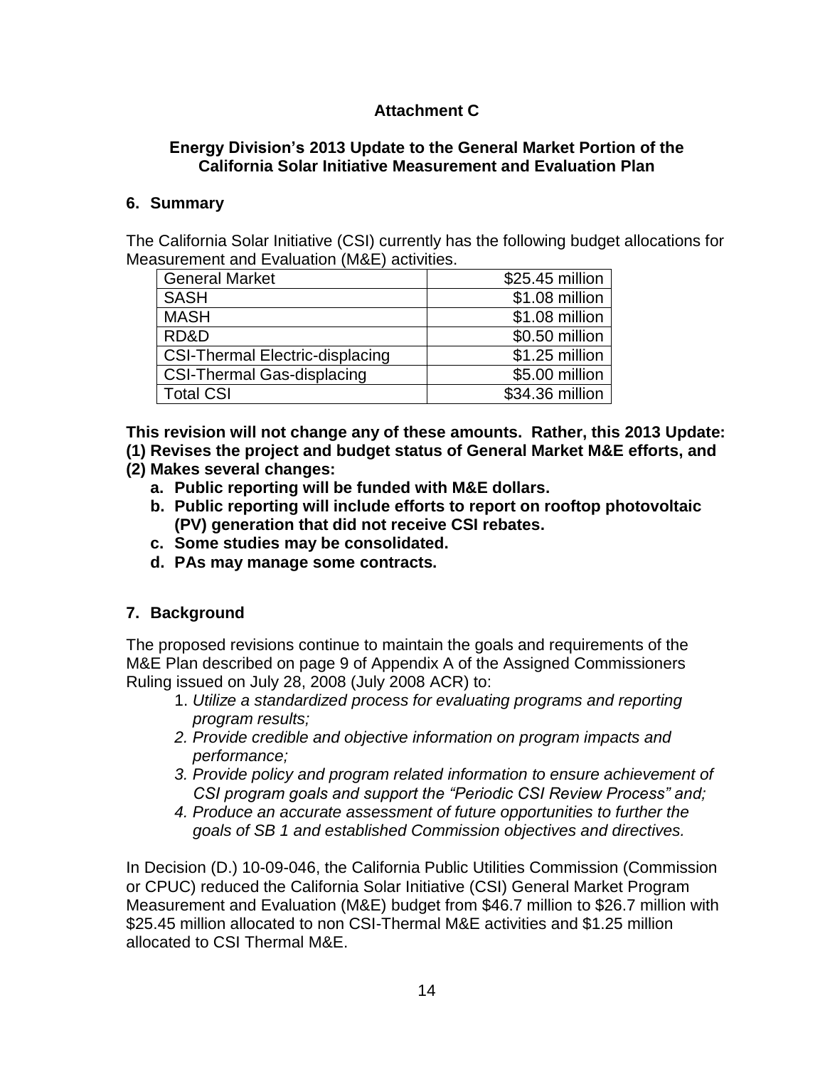**Attachment C**

**Energy Division's 2013 Update to the General Market Portion of the California Solar Initiative Measurement and Evaluation Plan**

## 6. Summary

The California Solar Initiative (CSI) currently has the following budget allocations for Measurement and Evaluation (M&E) activities.

| | |
|---|---:|
| General Market | $25.45 million |
| SASH | $1.08 million |
| MASH | $1.08 million |
| RD&D | $0.50 million |
| CSI-Thermal Electric-displacing | $1.25 million |
| CSI-Thermal Gas-displacing | $5.00 million |
| Total CSI | $34.36 million |

**This revision will not change any of these amounts. Rather, this 2013 Update:**
**(1) Revises the project and budget status of General Market M&E efforts, and**
**(2) Makes several changes:**

- **a. Public reporting will be funded with M&E dollars.**
- **b. Public reporting will include efforts to report on rooftop photovoltaic (PV) generation that did not receive CSI rebates.**
- **c. Some studies may be consolidated.**
- **d. PAs may manage some contracts.**

## 7. Background

The proposed revisions continue to maintain the goals and requirements of the M&E Plan described on page 9 of Appendix A of the Assigned Commissioners Ruling issued on July 28, 2008 (July 2008 ACR) to:

1. *Utilize a standardized process for evaluating programs and reporting program results;*
2. *Provide credible and objective information on program impacts and performance;*
3. *Provide policy and program related information to ensure achievement of CSI program goals and support the "Periodic CSI Review Process" and;*
4. *Produce an accurate assessment of future opportunities to further the goals of SB 1 and established Commission objectives and directives.*

In Decision (D.) 10-09-046, the California Public Utilities Commission (Commission or CPUC) reduced the California Solar Initiative (CSI) General Market Program Measurement and Evaluation (M&E) budget from $46.7 million to $26.7 million with $25.45 million allocated to non CSI-Thermal M&E activities and $1.25 million allocated to CSI Thermal M&E.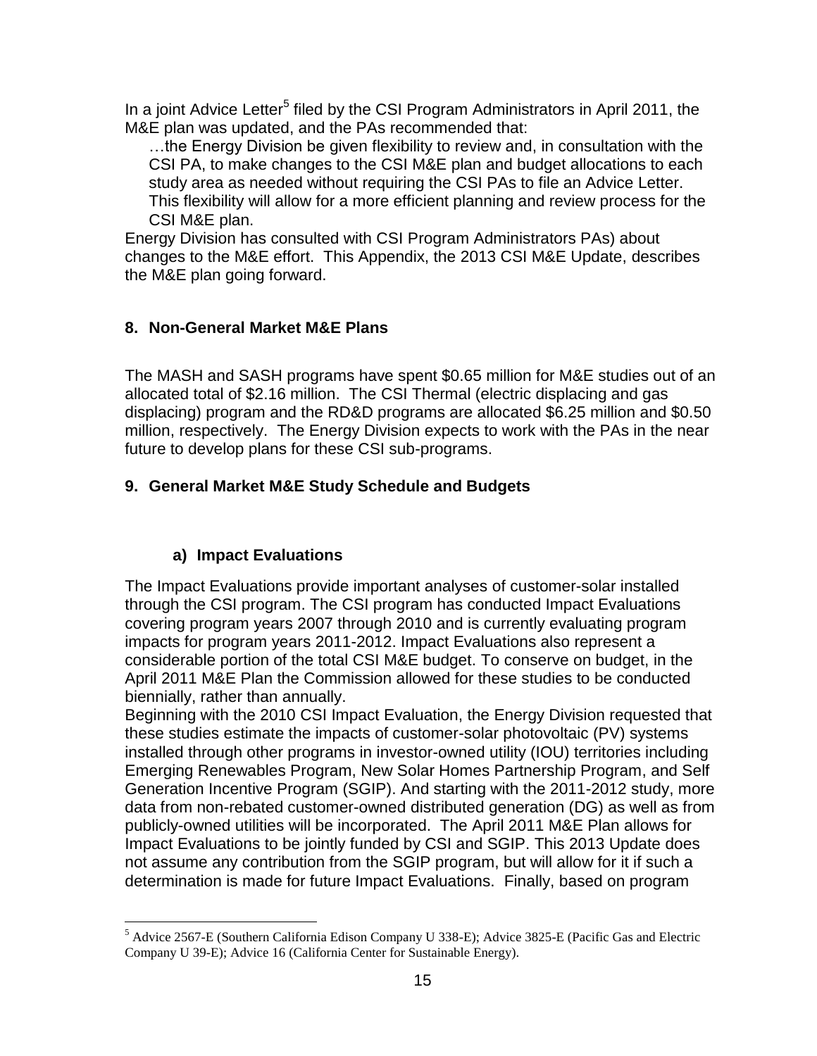In a joint Advice Letter[5] filed by the CSI Program Administrators in April 2011, the M&E plan was updated, and the PAs recommended that:

> …the Energy Division be given flexibility to review and, in consultation with the CSI PA, to make changes to the CSI M&E plan and budget allocations to each study area as needed without requiring the CSI PAs to file an Advice Letter. This flexibility will allow for a more efficient planning and review process for the CSI M&E plan.

Energy Division has consulted with CSI Program Administrators PAs) about changes to the M&E effort. This Appendix, the 2013 CSI M&E Update, describes the M&E plan going forward.

## 8. Non-General Market M&E Plans

The MASH and SASH programs have spent $0.65 million for M&E studies out of an allocated total of $2.16 million. The CSI Thermal (electric displacing and gas displacing) program and the RD&D programs are allocated $6.25 million and $0.50 million, respectively. The Energy Division expects to work with the PAs in the near future to develop plans for these CSI sub-programs.

## 9. General Market M&E Study Schedule and Budgets

### a) Impact Evaluations

The Impact Evaluations provide important analyses of customer-solar installed through the CSI program. The CSI program has conducted Impact Evaluations covering program years 2007 through 2010 and is currently evaluating program impacts for program years 2011-2012. Impact Evaluations also represent a considerable portion of the total CSI M&E budget. To conserve on budget, in the April 2011 M&E Plan the Commission allowed for these studies to be conducted biennially, rather than annually.

Beginning with the 2010 CSI Impact Evaluation, the Energy Division requested that these studies estimate the impacts of customer-solar photovoltaic (PV) systems installed through other programs in investor-owned utility (IOU) territories including Emerging Renewables Program, New Solar Homes Partnership Program, and Self Generation Incentive Program (SGIP). And starting with the 2011-2012 study, more data from non-rebated customer-owned distributed generation (DG) as well as from publicly-owned utilities will be incorporated. The April 2011 M&E Plan allows for Impact Evaluations to be jointly funded by CSI and SGIP. This 2013 Update does not assume any contribution from the SGIP program, but will allow for it if such a determination is made for future Impact Evaluations. Finally, based on program

---

[5] Advice 2567-E (Southern California Edison Company U 338-E); Advice 3825-E (Pacific Gas and Electric Company U 39-E); Advice 16 (California Center for Sustainable Energy).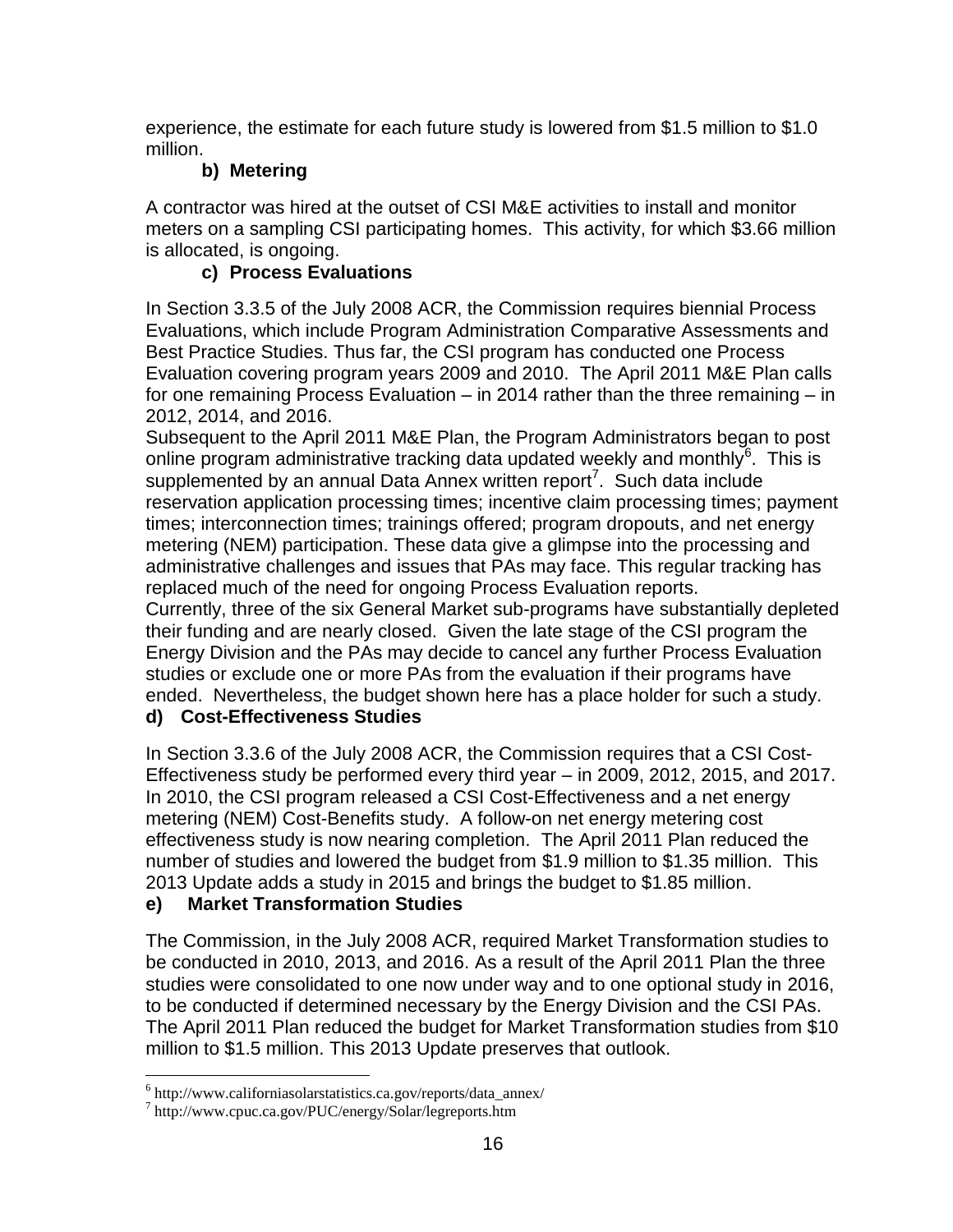experience, the estimate for each future study is lowered from $1.5 million to $1.0 million.

### b) Metering

A contractor was hired at the outset of CSI M&E activities to install and monitor meters on a sampling CSI participating homes. This activity, for which $3.66 million is allocated, is ongoing.

### c) Process Evaluations

In Section 3.3.5 of the July 2008 ACR, the Commission requires biennial Process Evaluations, which include Program Administration Comparative Assessments and Best Practice Studies. Thus far, the CSI program has conducted one Process Evaluation covering program years 2009 and 2010. The April 2011 M&E Plan calls for one remaining Process Evaluation – in 2014 rather than the three remaining – in 2012, 2014, and 2016.

Subsequent to the April 2011 M&E Plan, the Program Administrators began to post online program administrative tracking data updated weekly and monthly[6]. This is supplemented by an annual Data Annex written report[7]. Such data include reservation application processing times; incentive claim processing times; payment times; interconnection times; trainings offered; program dropouts, and net energy metering (NEM) participation. These data give a glimpse into the processing and administrative challenges and issues that PAs may face. This regular tracking has replaced much of the need for ongoing Process Evaluation reports.

Currently, three of the six General Market sub-programs have substantially depleted their funding and are nearly closed. Given the late stage of the CSI program the Energy Division and the PAs may decide to cancel any further Process Evaluation studies or exclude one or more PAs from the evaluation if their programs have ended. Nevertheless, the budget shown here has a place holder for such a study.

### d) Cost-Effectiveness Studies

In Section 3.3.6 of the July 2008 ACR, the Commission requires that a CSI Cost-Effectiveness study be performed every third year – in 2009, 2012, 2015, and 2017. In 2010, the CSI program released a CSI Cost-Effectiveness and a net energy metering (NEM) Cost-Benefits study. A follow-on net energy metering cost effectiveness study is now nearing completion. The April 2011 Plan reduced the number of studies and lowered the budget from $1.9 million to $1.35 million. This 2013 Update adds a study in 2015 and brings the budget to $1.85 million.

### e) Market Transformation Studies

The Commission, in the July 2008 ACR, required Market Transformation studies to be conducted in 2010, 2013, and 2016. As a result of the April 2011 Plan the three studies were consolidated to one now under way and to one optional study in 2016, to be conducted if determined necessary by the Energy Division and the CSI PAs. The April 2011 Plan reduced the budget for Market Transformation studies from $10 million to $1.5 million. This 2013 Update preserves that outlook.

---

[6] http://www.californiasolarstatistics.ca.gov/reports/data_annex/

[7] http://www.cpuc.ca.gov/PUC/energy/Solar/legreports.htm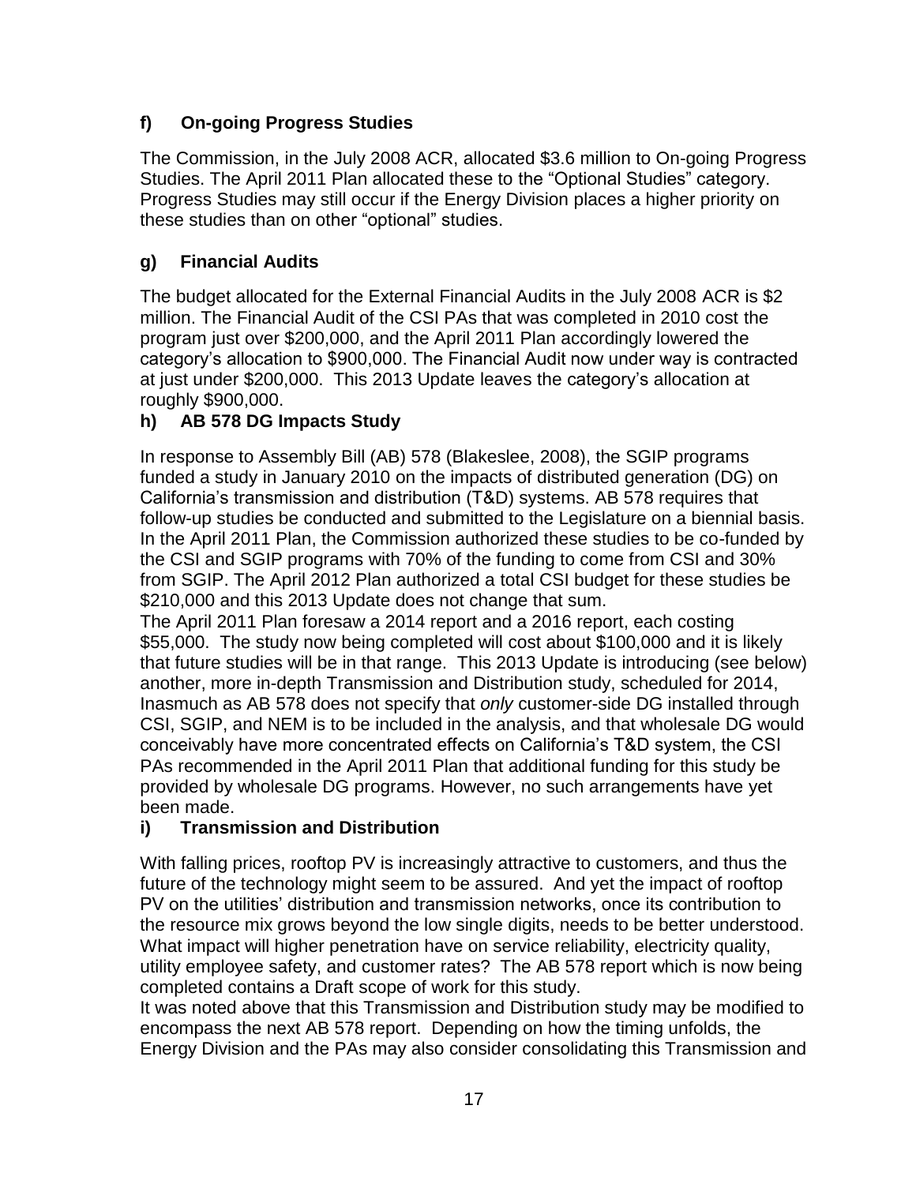### f) On-going Progress Studies

The Commission, in the July 2008 ACR, allocated $3.6 million to On-going Progress Studies. The April 2011 Plan allocated these to the "Optional Studies" category. Progress Studies may still occur if the Energy Division places a higher priority on these studies than on other "optional" studies.

### g) Financial Audits

The budget allocated for the External Financial Audits in the July 2008 ACR is $2 million. The Financial Audit of the CSI PAs that was completed in 2010 cost the program just over $200,000, and the April 2011 Plan accordingly lowered the category's allocation to $900,000. The Financial Audit now under way is contracted at just under $200,000. This 2013 Update leaves the category's allocation at roughly $900,000.

### h) AB 578 DG Impacts Study

In response to Assembly Bill (AB) 578 (Blakeslee, 2008), the SGIP programs funded a study in January 2010 on the impacts of distributed generation (DG) on California's transmission and distribution (T&D) systems. AB 578 requires that follow-up studies be conducted and submitted to the Legislature on a biennial basis. In the April 2011 Plan, the Commission authorized these studies to be co-funded by the CSI and SGIP programs with 70% of the funding to come from CSI and 30% from SGIP. The April 2012 Plan authorized a total CSI budget for these studies be $210,000 and this 2013 Update does not change that sum.

The April 2011 Plan foresaw a 2014 report and a 2016 report, each costing $55,000. The study now being completed will cost about $100,000 and it is likely that future studies will be in that range. This 2013 Update is introducing (see below) another, more in-depth Transmission and Distribution study, scheduled for 2014, Inasmuch as AB 578 does not specify that *only* customer-side DG installed through CSI, SGIP, and NEM is to be included in the analysis, and that wholesale DG would conceivably have more concentrated effects on California's T&D system, the CSI PAs recommended in the April 2011 Plan that additional funding for this study be provided by wholesale DG programs. However, no such arrangements have yet been made.

### i) Transmission and Distribution

With falling prices, rooftop PV is increasingly attractive to customers, and thus the future of the technology might seem to be assured. And yet the impact of rooftop PV on the utilities' distribution and transmission networks, once its contribution to the resource mix grows beyond the low single digits, needs to be better understood. What impact will higher penetration have on service reliability, electricity quality, utility employee safety, and customer rates? The AB 578 report which is now being completed contains a Draft scope of work for this study.

It was noted above that this Transmission and Distribution study may be modified to encompass the next AB 578 report. Depending on how the timing unfolds, the Energy Division and the PAs may also consider consolidating this Transmission and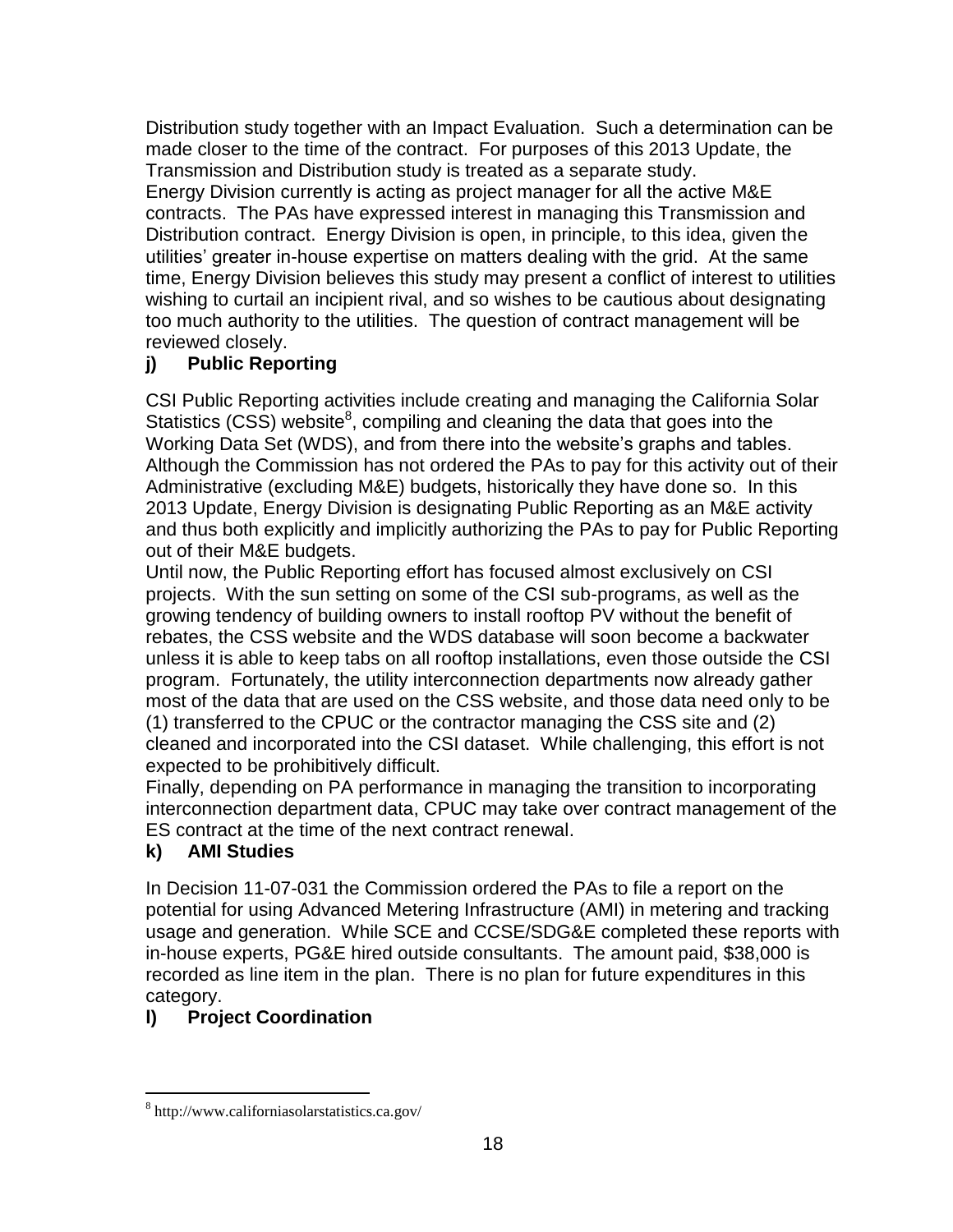Distribution study together with an Impact Evaluation. Such a determination can be made closer to the time of the contract. For purposes of this 2013 Update, the Transmission and Distribution study is treated as a separate study.

Energy Division currently is acting as project manager for all the active M&E contracts. The PAs have expressed interest in managing this Transmission and Distribution contract. Energy Division is open, in principle, to this idea, given the utilities' greater in-house expertise on matters dealing with the grid. At the same time, Energy Division believes this study may present a conflict of interest to utilities wishing to curtail an incipient rival, and so wishes to be cautious about designating too much authority to the utilities. The question of contract management will be reviewed closely.

### j) Public Reporting

CSI Public Reporting activities include creating and managing the California Solar Statistics (CSS) website[8], compiling and cleaning the data that goes into the Working Data Set (WDS), and from there into the website's graphs and tables. Although the Commission has not ordered the PAs to pay for this activity out of their Administrative (excluding M&E) budgets, historically they have done so. In this 2013 Update, Energy Division is designating Public Reporting as an M&E activity and thus both explicitly and implicitly authorizing the PAs to pay for Public Reporting out of their M&E budgets.

Until now, the Public Reporting effort has focused almost exclusively on CSI projects. With the sun setting on some of the CSI sub-programs, as well as the growing tendency of building owners to install rooftop PV without the benefit of rebates, the CSS website and the WDS database will soon become a backwater unless it is able to keep tabs on all rooftop installations, even those outside the CSI program. Fortunately, the utility interconnection departments now already gather most of the data that are used on the CSS website, and those data need only to be (1) transferred to the CPUC or the contractor managing the CSS site and (2) cleaned and incorporated into the CSI dataset. While challenging, this effort is not expected to be prohibitively difficult.

Finally, depending on PA performance in managing the transition to incorporating interconnection department data, CPUC may take over contract management of the ES contract at the time of the next contract renewal.

### k) AMI Studies

In Decision 11-07-031 the Commission ordered the PAs to file a report on the potential for using Advanced Metering Infrastructure (AMI) in metering and tracking usage and generation. While SCE and CCSE/SDG&E completed these reports with in-house experts, PG&E hired outside consultants. The amount paid, $38,000 is recorded as line item in the plan. There is no plan for future expenditures in this category.

### l) Project Coordination

[8] http://www.californiasolarstatistics.ca.gov/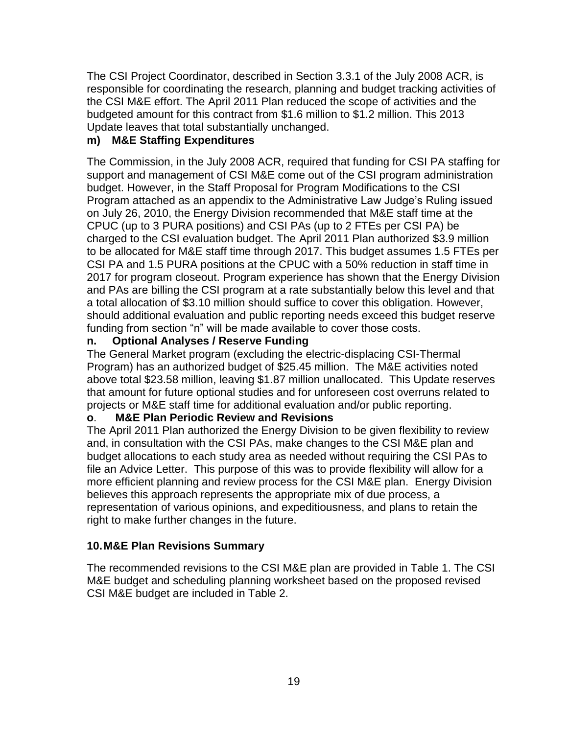The CSI Project Coordinator, described in Section 3.3.1 of the July 2008 ACR, is responsible for coordinating the research, planning and budget tracking activities of the CSI M&E effort. The April 2011 Plan reduced the scope of activities and the budgeted amount for this contract from $1.6 million to $1.2 million. This 2013 Update leaves that total substantially unchanged.

### m) M&E Staffing Expenditures

The Commission, in the July 2008 ACR, required that funding for CSI PA staffing for support and management of CSI M&E come out of the CSI program administration budget. However, in the Staff Proposal for Program Modifications to the CSI Program attached as an appendix to the Administrative Law Judge's Ruling issued on July 26, 2010, the Energy Division recommended that M&E staff time at the CPUC (up to 3 PURA positions) and CSI PAs (up to 2 FTEs per CSI PA) be charged to the CSI evaluation budget. The April 2011 Plan authorized $3.9 million to be allocated for M&E staff time through 2017. This budget assumes 1.5 FTEs per CSI PA and 1.5 PURA positions at the CPUC with a 50% reduction in staff time in 2017 for program closeout. Program experience has shown that the Energy Division and PAs are billing the CSI program at a rate substantially below this level and that a total allocation of $3.10 million should suffice to cover this obligation. However, should additional evaluation and public reporting needs exceed this budget reserve funding from section "n" will be made available to cover those costs.

### n. Optional Analyses / Reserve Funding

The General Market program (excluding the electric-displacing CSI-Thermal Program) has an authorized budget of $25.45 million. The M&E activities noted above total $23.58 million, leaving $1.87 million unallocated. This Update reserves that amount for future optional studies and for unforeseen cost overruns related to projects or M&E staff time for additional evaluation and/or public reporting.

### o. M&E Plan Periodic Review and Revisions

The April 2011 Plan authorized the Energy Division to be given flexibility to review and, in consultation with the CSI PAs, make changes to the CSI M&E plan and budget allocations to each study area as needed without requiring the CSI PAs to file an Advice Letter. This purpose of this was to provide flexibility will allow for a more efficient planning and review process for the CSI M&E plan. Energy Division believes this approach represents the appropriate mix of due process, a representation of various opinions, and expeditiousness, and plans to retain the right to make further changes in the future.

## 10. M&E Plan Revisions Summary

The recommended revisions to the CSI M&E plan are provided in Table 1. The CSI M&E budget and scheduling planning worksheet based on the proposed revised CSI M&E budget are included in Table 2.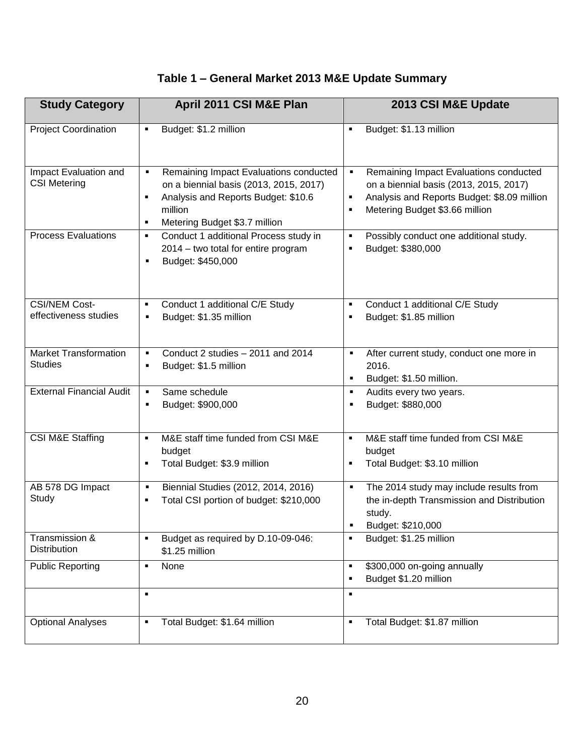**Table 1 – General Market 2013 M&E Update Summary**

| Study Category | April 2011 CSI M&E Plan | 2013 CSI M&E Update |
|---|---|---|
| Project Coordination | ▪ Budget: $1.2 million | ▪ Budget: $1.13 million |
| Impact Evaluation and CSI Metering | ▪ Remaining Impact Evaluations conducted on a biennial basis (2013, 2015, 2017)<br>▪ Analysis and Reports Budget: $10.6 million<br>▪ Metering Budget $3.7 million | ▪ Remaining Impact Evaluations conducted on a biennial basis (2013, 2015, 2017)<br>▪ Analysis and Reports Budget: $8.09 million<br>▪ Metering Budget $3.66 million |
| Process Evaluations | ▪ Conduct 1 additional Process study in 2014 – two total for entire program<br>▪ Budget: $450,000 | ▪ Possibly conduct one additional study.<br>▪ Budget: $380,000 |
| CSI/NEM Cost-effectiveness studies | ▪ Conduct 1 additional C/E Study<br>▪ Budget: $1.35 million | ▪ Conduct 1 additional C/E Study<br>▪ Budget: $1.85 million |
| Market Transformation Studies | ▪ Conduct 2 studies – 2011 and 2014<br>▪ Budget: $1.5 million | ▪ After current study, conduct one more in 2016.<br>▪ Budget: $1.50 million. |
| External Financial Audit | ▪ Same schedule<br>▪ Budget: $900,000 | ▪ Audits every two years.<br>▪ Budget: $880,000 |
| CSI M&E Staffing | ▪ M&E staff time funded from CSI M&E budget<br>▪ Total Budget: $3.9 million | ▪ M&E staff time funded from CSI M&E budget<br>▪ Total Budget: $3.10 million |
| AB 578 DG Impact Study | ▪ Biennial Studies (2012, 2014, 2016)<br>▪ Total CSI portion of budget: $210,000 | ▪ The 2014 study may include results from the in-depth Transmission and Distribution study.<br>▪ Budget: $210,000 |
| Transmission & Distribution | ▪ Budget as required by D.10-09-046: $1.25 million | ▪ Budget: $1.25 million |
| Public Reporting | ▪ None | ▪ $300,000 on-going annually<br>▪ Budget $1.20 million |
| | ▪ | ▪ |
| Optional Analyses | ▪ Total Budget: $1.64 million | ▪ Total Budget: $1.87 million |